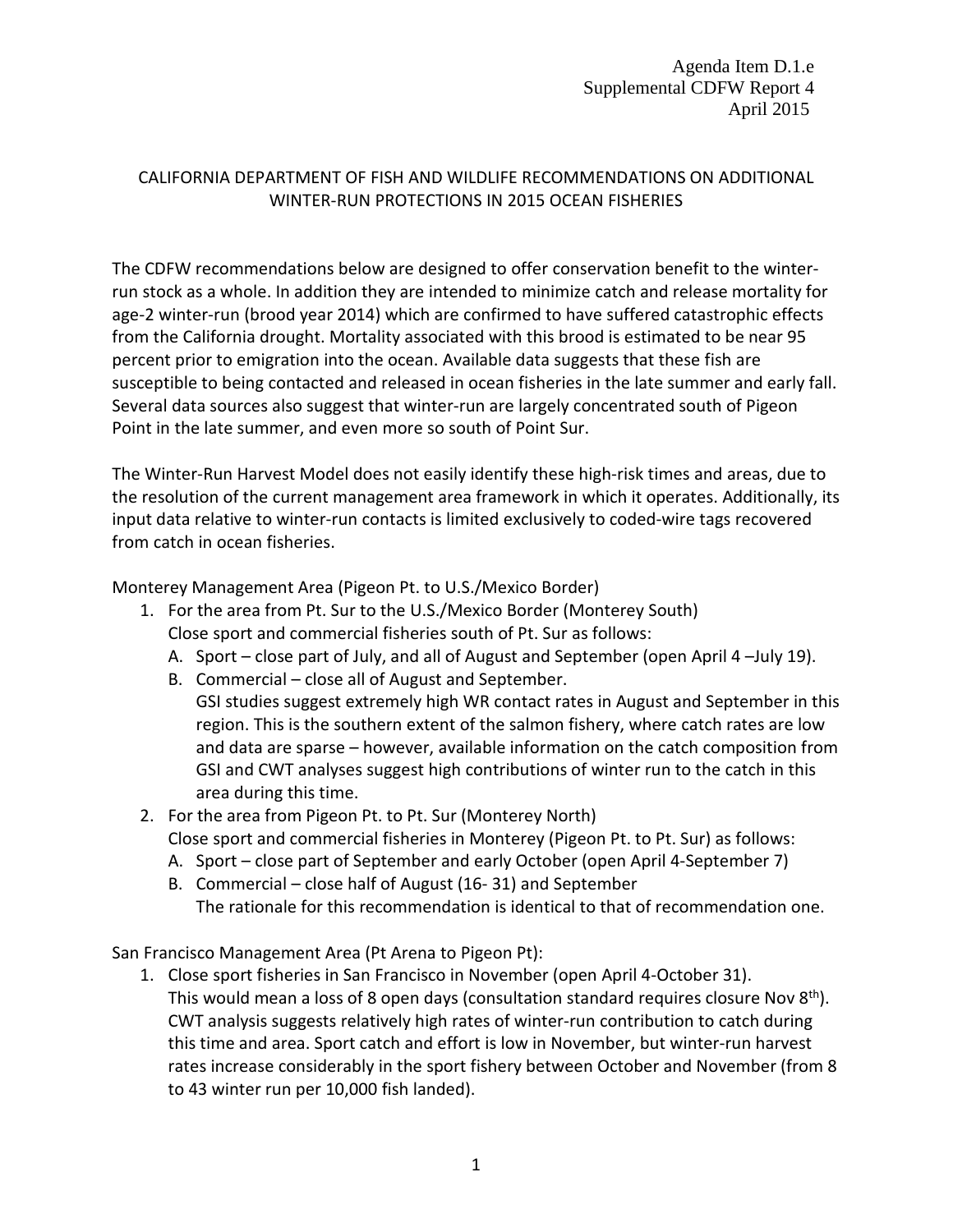Agenda Item D.1.e
Supplemental CDFW Report 4
April 2015

# CALIFORNIA DEPARTMENT OF FISH AND WILDLIFE RECOMMENDATIONS ON ADDITIONAL WINTER-RUN PROTECTIONS IN 2015 OCEAN FISHERIES

The CDFW recommendations below are designed to offer conservation benefit to the winter-run stock as a whole. In addition they are intended to minimize catch and release mortality for age-2 winter-run (brood year 2014) which are confirmed to have suffered catastrophic effects from the California drought. Mortality associated with this brood is estimated to be near 95 percent prior to emigration into the ocean. Available data suggests that these fish are susceptible to being contacted and released in ocean fisheries in the late summer and early fall. Several data sources also suggest that winter-run are largely concentrated south of Pigeon Point in the late summer, and even more so south of Point Sur.

The Winter-Run Harvest Model does not easily identify these high-risk times and areas, due to the resolution of the current management area framework in which it operates. Additionally, its input data relative to winter-run contacts is limited exclusively to coded-wire tags recovered from catch in ocean fisheries.

Monterey Management Area (Pigeon Pt. to U.S./Mexico Border)

1. For the area from Pt. Sur to the U.S./Mexico Border (Monterey South)
   Close sport and commercial fisheries south of Pt. Sur as follows:
   A. Sport – close part of July, and all of August and September (open April 4 –July 19).
   B. Commercial – close all of August and September.
   GSI studies suggest extremely high WR contact rates in August and September in this region. This is the southern extent of the salmon fishery, where catch rates are low and data are sparse – however, available information on the catch composition from GSI and CWT analyses suggest high contributions of winter run to the catch in this area during this time.
2. For the area from Pigeon Pt. to Pt. Sur (Monterey North)
   Close sport and commercial fisheries in Monterey (Pigeon Pt. to Pt. Sur) as follows:
   A. Sport – close part of September and early October (open April 4-September 7)
   B. Commercial – close half of August (16- 31) and September
   The rationale for this recommendation is identical to that of recommendation one.

San Francisco Management Area (Pt Arena to Pigeon Pt):

1. Close sport fisheries in San Francisco in November (open April 4-October 31).
   This would mean a loss of 8 open days (consultation standard requires closure Nov 8th). CWT analysis suggests relatively high rates of winter-run contribution to catch during this time and area. Sport catch and effort is low in November, but winter-run harvest rates increase considerably in the sport fishery between October and November (from 8 to 43 winter run per 10,000 fish landed).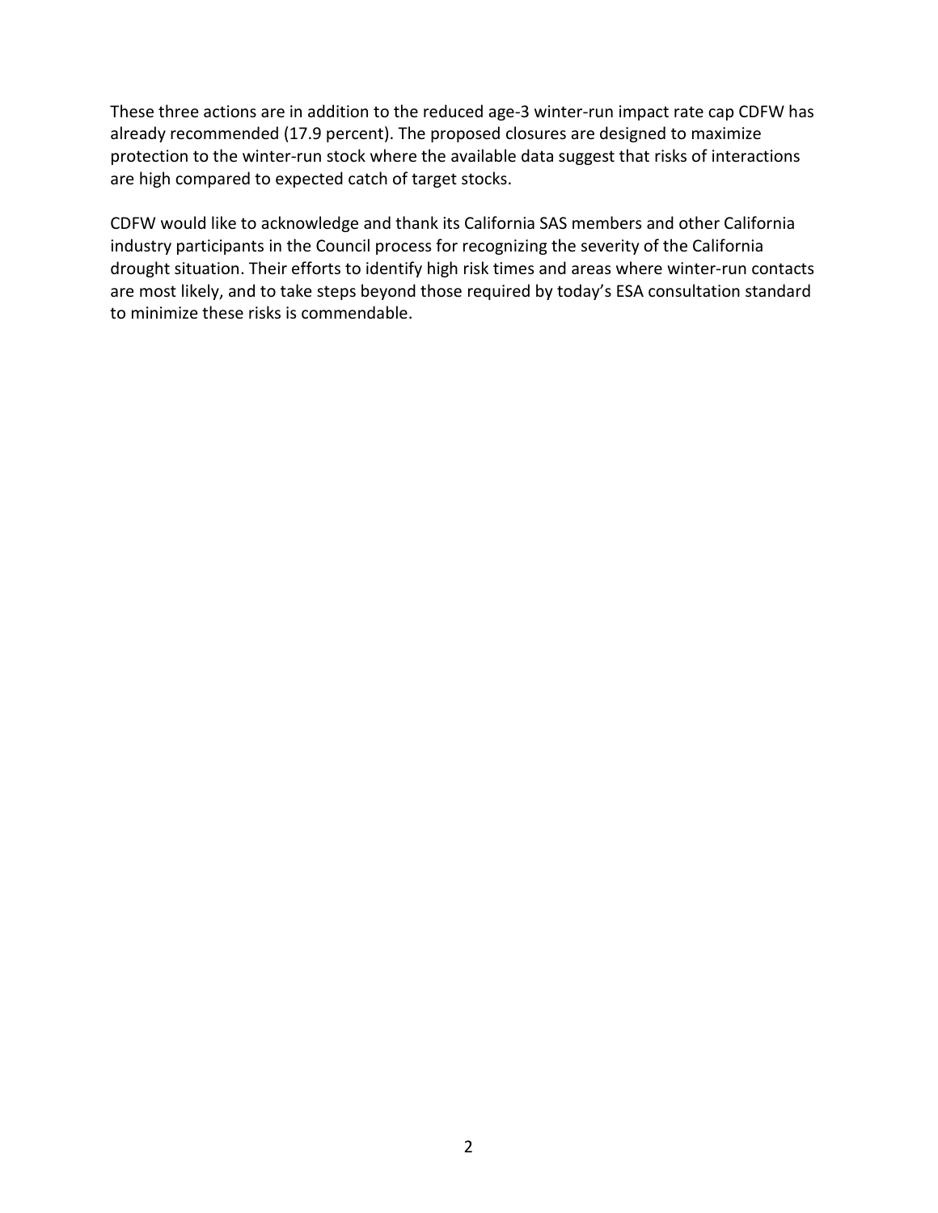These three actions are in addition to the reduced age-3 winter-run impact rate cap CDFW has already recommended (17.9 percent). The proposed closures are designed to maximize protection to the winter-run stock where the available data suggest that risks of interactions are high compared to expected catch of target stocks.

CDFW would like to acknowledge and thank its California SAS members and other California industry participants in the Council process for recognizing the severity of the California drought situation. Their efforts to identify high risk times and areas where winter-run contacts are most likely, and to take steps beyond those required by today's ESA consultation standard to minimize these risks is commendable.